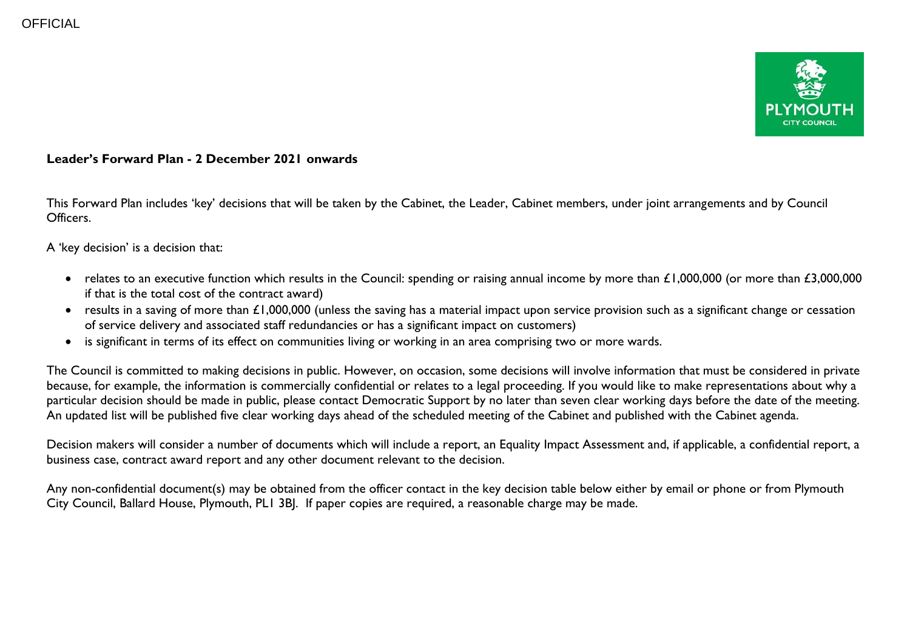OFFICIAL

**Leader's Forward Plan - 2 December 2021 onwards**

This Forward Plan includes 'key' decisions that will be taken by the Cabinet, the Leader, Cabinet members, under joint arrangements and by Council Officers.

A 'key decision' is a decision that:

- relates to an executive function which results in the Council: spending or raising annual income by more than £1,000,000 (or more than £3,000,000 if that is the total cost of the contract award)
- results in a saving of more than £1,000,000 (unless the saving has a material impact upon service provision such as a significant change or cessation of service delivery and associated staff redundancies or has a significant impact on customers)
- is significant in terms of its effect on communities living or working in an area comprising two or more wards.

The Council is committed to making decisions in public. However, on occasion, some decisions will involve information that must be considered in private because, for example, the information is commercially confidential or relates to a legal proceeding. If you would like to make representations about why a particular decision should be made in public, please contact Democratic Support by no later than seven clear working days before the date of the meeting. An updated list will be published five clear working days ahead of the scheduled meeting of the Cabinet and published with the Cabinet agenda.

Decision makers will consider a number of documents which will include a report, an Equality Impact Assessment and, if applicable, a confidential report, a business case, contract award report and any other document relevant to the decision.

Any non-confidential document(s) may be obtained from the officer contact in the key decision table below either by email or phone or from Plymouth City Council, Ballard House, Plymouth, PL1 3BJ. If paper copies are required, a reasonable charge may be made.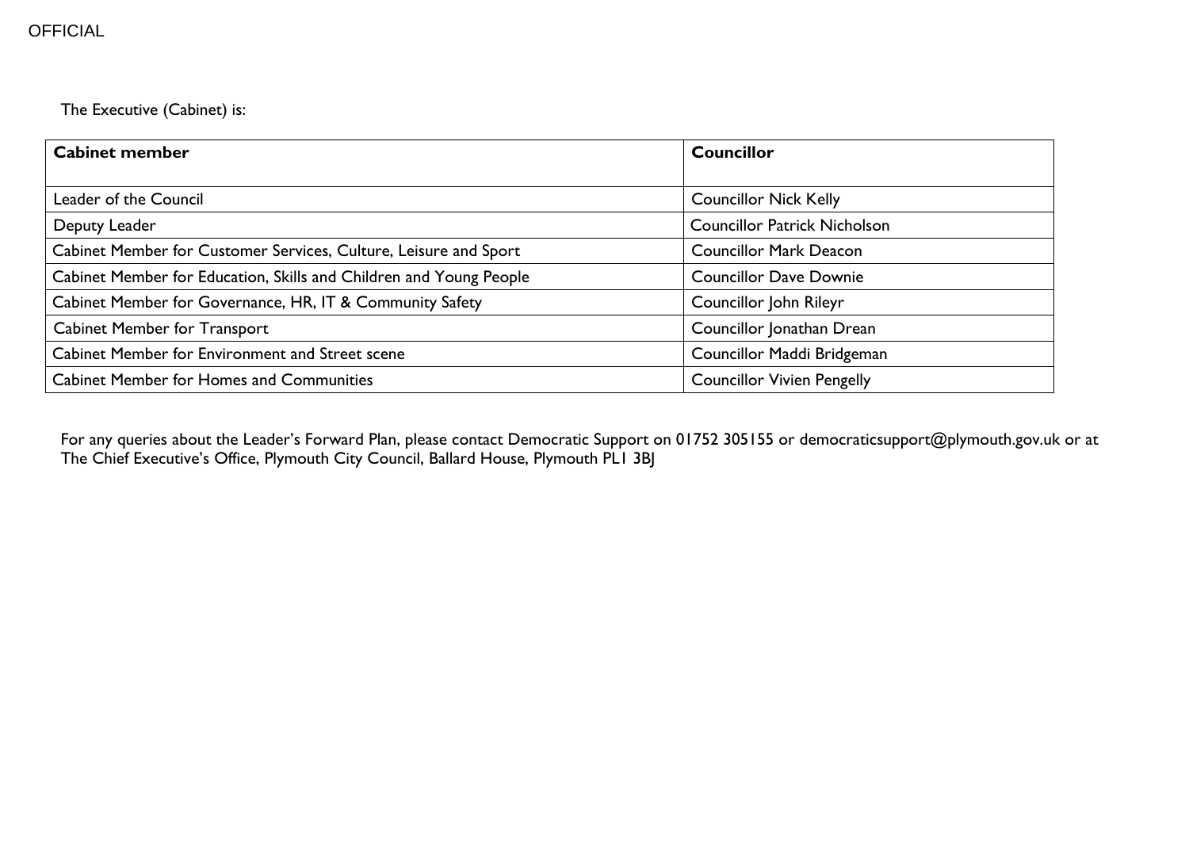The Executive (Cabinet) is:

| Cabinet member | Councillor |
|---|---|
| Leader of the Council | Councillor Nick Kelly |
| Deputy Leader | Councillor Patrick Nicholson |
| Cabinet Member for Customer Services, Culture, Leisure and Sport | Councillor Mark Deacon |
| Cabinet Member for Education, Skills and Children and Young People | Councillor Dave Downie |
| Cabinet Member for Governance, HR, IT & Community Safety | Councillor John Rileyr |
| Cabinet Member for Transport | Councillor Jonathan Drean |
| Cabinet Member for Environment and Street scene | Councillor Maddi Bridgeman |
| Cabinet Member for Homes and Communities | Councillor Vivien Pengelly |

For any queries about the Leader's Forward Plan, please contact Democratic Support on 01752 305155 or democraticsupport@plymouth.gov.uk or at The Chief Executive's Office, Plymouth City Council, Ballard House, Plymouth PL1 3BJ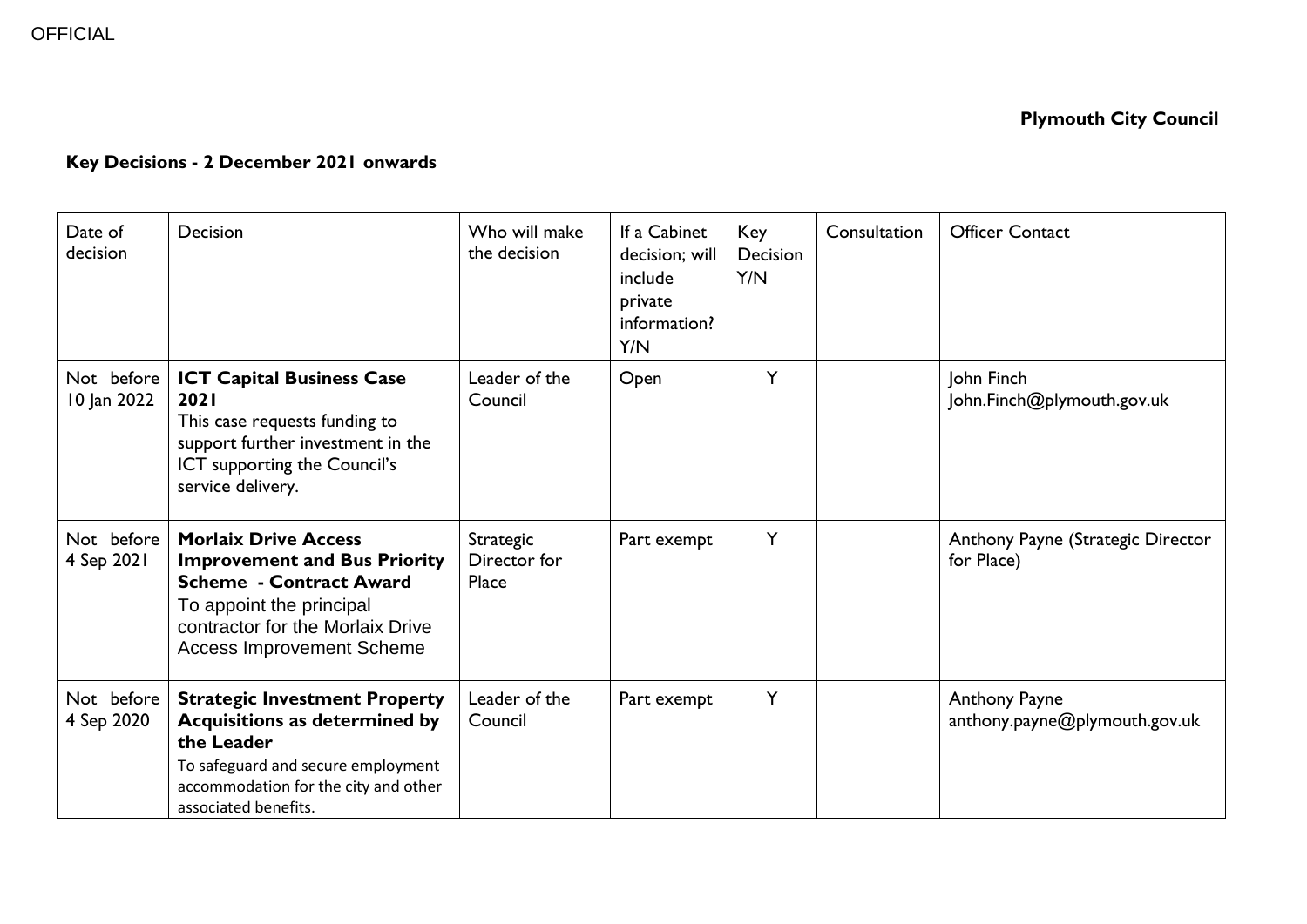OFFICIAL

**Plymouth City Council**

**Key Decisions - 2 December 2021 onwards**

| Date of decision | Decision | Who will make the decision | If a Cabinet decision; will include private information? Y/N | Key Decision Y/N | Consultation | Officer Contact |
|---|---|---|---|---|---|---|
| Not before 10 Jan 2022 | **ICT Capital Business Case 2021** This case requests funding to support further investment in the ICT supporting the Council's service delivery. | Leader of the Council | Open | Y | | John Finch John.Finch@plymouth.gov.uk |
| Not before 4 Sep 2021 | **Morlaix Drive Access Improvement and Bus Priority Scheme - Contract Award** To appoint the principal contractor for the Morlaix Drive Access Improvement Scheme | Strategic Director for Place | Part exempt | Y | | Anthony Payne (Strategic Director for Place) |
| Not before 4 Sep 2020 | **Strategic Investment Property Acquisitions as determined by the Leader** To safeguard and secure employment accommodation for the city and other associated benefits. | Leader of the Council | Part exempt | Y | | Anthony Payne anthony.payne@plymouth.gov.uk |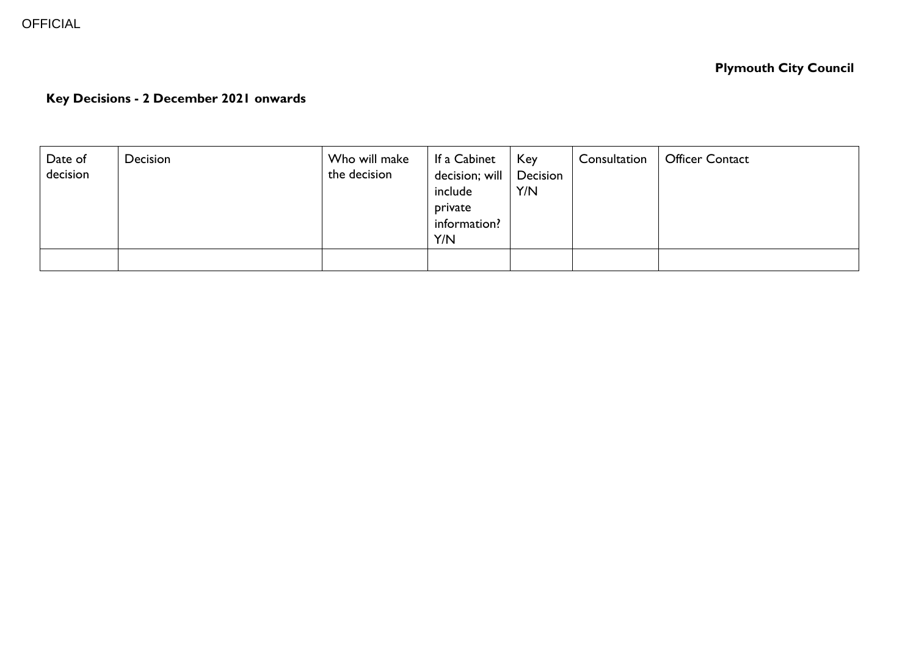OFFICIAL

**Plymouth City Council**

**Key Decisions - 2 December 2021 onwards**

| Date of decision | Decision | Who will make the decision | If a Cabinet decision; will include private information? Y/N | Key Decision Y/N | Consultation | Officer Contact |
|---|---|---|---|---|---|---|
| | | | | | | |